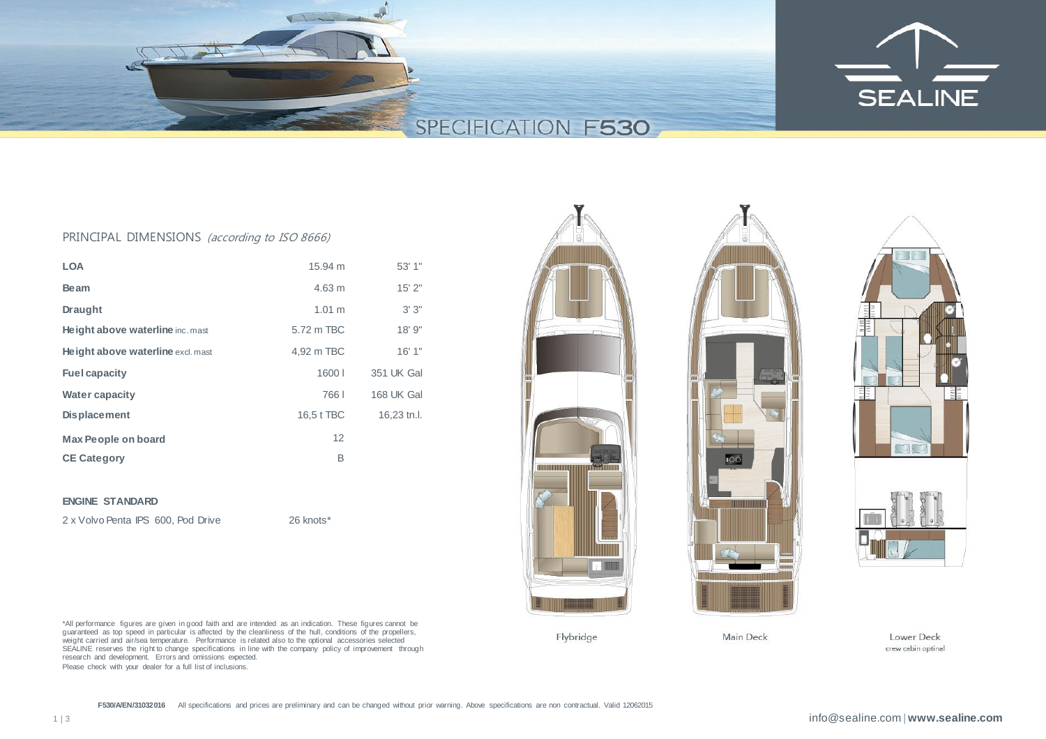# SPECIFICATION F530

SEALINE

## PRINCIPAL DIMENSIONS *(according to ISO 8666)*

| | | |
|---|---|---|
| **LOA** | 15.94 m | 53' 1" |
| **Beam** | 4.63 m | 15' 2" |
| **Draught** | 1.01 m | 3' 3" |
| **Height above waterline** inc. mast | 5.72 m TBC | 18' 9" |
| **Height above waterline** excl. mast | 4,92 m TBC | 16' 1" |
| **Fuel capacity** | 1600 l | 351 UK Gal |
| **Water capacity** | 766 l | 168 UK Gal |
| **Displacement** | 16,5 t TBC | 16,23 tn.l. |
| **Max People on board** | 12 | |
| **CE Category** | B | |

**ENGINE STANDARD**

| | |
|---|---|
| 2 x Volvo Penta IPS 600, Pod Drive | 26 knots* |

*All performance figures are given in good faith and are intended as an indication. These figures cannot be guaranteed as top speed in particular is affected by the cleanliness of the hull, conditions of the propellers, weight carried and air/sea temperature. Performance is related also to the optional accessories selected SEALINE reserves the right to change specifications in line with the company policy of improvement through research and development. Errors and omissions expected.

Please check with your dealer for a full list of inclusions.

Flybridge

Main Deck

Lower Deck
crew cabin optinal

**F530/A/EN/31032016** All specifications and prices are preliminary and can be changed without prior warning. Above specifications are non contractual. Valid 12062015

info@sealine.com | **www.sealine.com**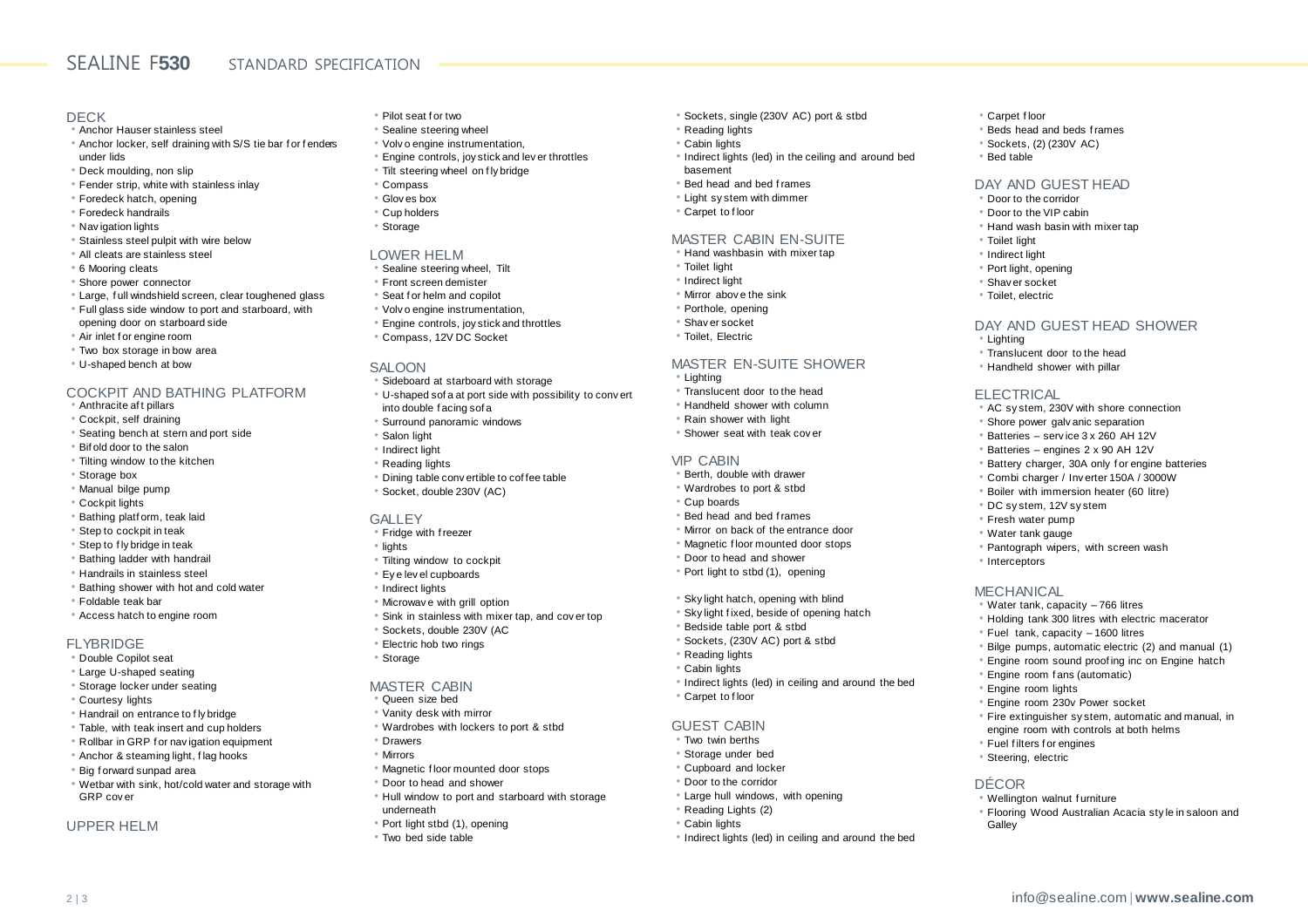# SEALINE F**530** STANDARD SPECIFICATION

## DECK

- Anchor Hauser stainless steel
- Anchor locker, self draining with S/S tie bar for fenders under lids
- Deck moulding, non slip
- Fender strip, white with stainless inlay
- Foredeck hatch, opening
- Foredeck handrails
- Navigation lights
- Stainless steel pulpit with wire below
- All cleats are stainless steel
- 6 Mooring cleats
- Shore power connector
- Large, full windshield screen, clear toughened glass
- Full glass side window to port and starboard, with opening door on starboard side
- Air inlet for engine room
- Two box storage in bow area
- U-shaped bench at bow

## COCKPIT AND BATHING PLATFORM

- Anthracite aft pillars
- Cockpit, self draining
- Seating bench at stern and port side
- Bifold door to the salon
- Tilting window to the kitchen
- Storage box
- Manual bilge pump
- Cockpit lights
- Bathing platform, teak laid
- Step to cockpit in teak
- Step to flybridge in teak
- Bathing ladder with handrail
- Handrails in stainless steel
- Bathing shower with hot and cold water
- Foldable teak bar
- Access hatch to engine room

## FLYBRIDGE

- Double Copilot seat
- Large U-shaped seating
- Storage locker under seating
- Courtesy lights
- Handrail on entrance to flybridge
- Table, with teak insert and cup holders
- Rollbar in GRP for navigation equipment
- Anchor & steaming light, flag hooks
- Big forward sunpad area
- Wetbar with sink, hot/cold water and storage with GRP cover

## UPPER HELM

- Pilot seat for two
- Sealine steering wheel
- Volvo engine instrumentation,
- Engine controls, joystick and lever throttles
- Tilt steering wheel on flybridge
- Compass
- Gloves box
- Cup holders
- Storage

## LOWER HELM

- Sealine steering wheel, Tilt
- Front screen demister
- Seat for helm and copilot
- Volvo engine instrumentation,
- Engine controls, joystick and throttles
- Compass, 12V DC Socket

## SALOON

- Sideboard at starboard with storage
- U-shaped sofa at port side with possibility to convert into double facing sofa
- Surround panoramic windows
- Salon light
- Indirect light
- Reading lights
- Dining table convertible to coffee table
- Socket, double 230V (AC)

## GALLEY

- Fridge with freezer
- lights
- Tilting window to cockpit
- Eye level cupboards
- Indirect lights
- Microwave with grill option
- Sink in stainless with mixer tap, and cover top
- Sockets, double 230V (AC
- Electric hob two rings
- Storage

## MASTER CABIN

- Queen size bed
- Vanity desk with mirror
- Wardrobes with lockers to port & stbd
- Drawers
- Mirrors
- Magnetic floor mounted door stops
- Door to head and shower
- Hull window to port and starboard with storage underneath
- Port light stbd (1), opening
- Two bed side table
- Sockets, single (230V AC) port & stbd
- Reading lights
- Cabin lights
- Indirect lights (led) in the ceiling and around bed basement
- Bed head and bed frames
- Light system with dimmer
- Carpet to floor

## MASTER CABIN EN-SUITE

- Hand washbasin with mixer tap
- Toilet light
- Indirect light
- Mirror above the sink
- Porthole, opening
- Shaver socket
- Toilet, Electric

## MASTER EN-SUITE SHOWER

- Lighting
- Translucent door to the head
- Handheld shower with column
- Rain shower with light
- Shower seat with teak cover

## VIP CABIN

- Berth, double with drawer
- Wardrobes to port & stbd
- Cup boards
- Bed head and bed frames
- Mirror on back of the entrance door
- Magnetic floor mounted door stops
- Door to head and shower
- Port light to stbd (1), opening
- Skylight hatch, opening with blind
- Skylight fixed, beside of opening hatch
- Bedside table port & stbd
- Sockets, (230V AC) port & stbd
- Reading lights
- Cabin lights
- Indirect lights (led) in ceiling and around the bed
- Carpet to floor

## GUEST CABIN

- Two twin berths
- Storage under bed
- Cupboard and locker
- Door to the corridor
- Large hull windows, with opening
- Reading Lights (2)
- Cabin lights
- Indirect lights (led) in ceiling and around the bed
- Carpet floor
- Beds head and beds frames
- Sockets, (2) (230V AC)
- Bed table

## DAY AND GUEST HEAD

- Door to the corridor
- Door to the VIP cabin
- Hand wash basin with mixer tap
- Toilet light
- Indirect light
- Port light, opening
- Shaver socket
- Toilet, electric

## DAY AND GUEST HEAD SHOWER

- Lighting
- Translucent door to the head
- Handheld shower with pillar

## ELECTRICAL

- AC system, 230V with shore connection
- Shore power galvanic separation
- Batteries – service 3 x 260 AH 12V
- Batteries – engines 2 x 90 AH 12V
- Battery charger, 30A only for engine batteries
- Combi charger / Inverter 150A / 3000W
- Boiler with immersion heater (60 litre)
- DC system, 12V system
- Fresh water pump
- Water tank gauge
- Pantograph wipers, with screen wash
- Interceptors

## MECHANICAL

- Water tank, capacity – 766 litres
- Holding tank 300 litres with electric macerator
- Fuel tank, capacity – 1600 litres
- Bilge pumps, automatic electric (2) and manual (1)
- Engine room sound proofing inc on Engine hatch
- Engine room fans (automatic)
- Engine room lights
- Engine room 230v Power socket
- Fire extinguisher system, automatic and manual, in engine room with controls at both helms
- Fuel filters for engines
- Steering, electric

## DÉCOR

- Wellington walnut furniture
- Flooring Wood Australian Acacia style in saloon and Galley

info@sealine.com | **www.sealine.com**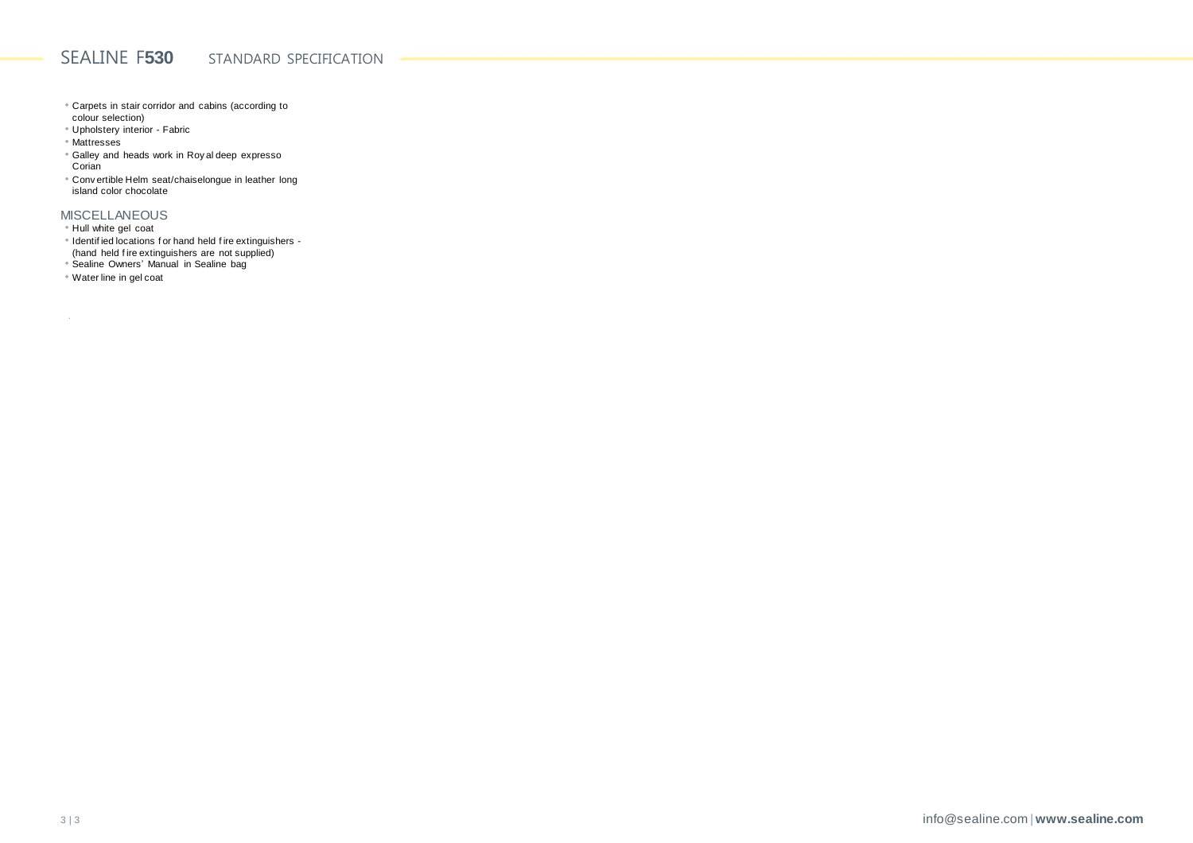- Carpets in stair corridor and cabins (according to colour selection)
- Upholstery interior - Fabric
- Mattresses
- Galley and heads work in Royal deep expresso Corian
- Convertible Helm seat/chaiselongue in leather long island color chocolate

## MISCELLANEOUS

- Hull white gel coat
- Identified locations for hand held fire extinguishers - (hand held fire extinguishers are not supplied)
- Sealine Owners' Manual in Sealine bag
- Water line in gel coat